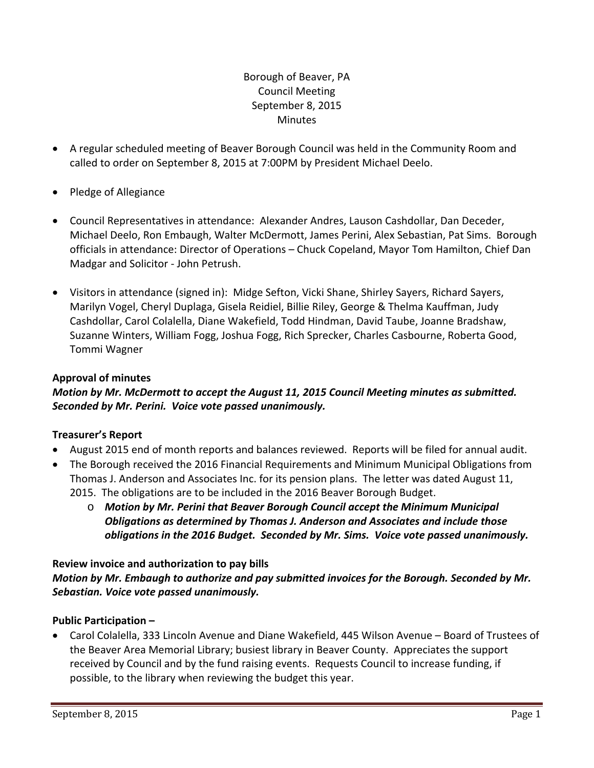Borough of Beaver, PA
Council Meeting
September 8, 2015
Minutes

- A regular scheduled meeting of Beaver Borough Council was held in the Community Room and called to order on September 8, 2015 at 7:00PM by President Michael Deelo.
- Pledge of Allegiance
- Council Representatives in attendance: Alexander Andres, Lauson Cashdollar, Dan Deceder, Michael Deelo, Ron Embaugh, Walter McDermott, James Perini, Alex Sebastian, Pat Sims. Borough officials in attendance: Director of Operations – Chuck Copeland, Mayor Tom Hamilton, Chief Dan Madgar and Solicitor - John Petrush.
- Visitors in attendance (signed in): Midge Sefton, Vicki Shane, Shirley Sayers, Richard Sayers, Marilyn Vogel, Cheryl Duplaga, Gisela Reidiel, Billie Riley, George & Thelma Kauffman, Judy Cashdollar, Carol Colalella, Diane Wakefield, Todd Hindman, David Taube, Joanne Bradshaw, Suzanne Winters, William Fogg, Joshua Fogg, Rich Sprecker, Charles Casbourne, Roberta Good, Tommi Wagner

**Approval of minutes**

***Motion by Mr. McDermott to accept the August 11, 2015 Council Meeting minutes as submitted. Seconded by Mr. Perini. Voice vote passed unanimously.***

**Treasurer's Report**

- August 2015 end of month reports and balances reviewed. Reports will be filed for annual audit.
- The Borough received the 2016 Financial Requirements and Minimum Municipal Obligations from Thomas J. Anderson and Associates Inc. for its pension plans. The letter was dated August 11, 2015. The obligations are to be included in the 2016 Beaver Borough Budget.
  - ***Motion by Mr. Perini that Beaver Borough Council accept the Minimum Municipal Obligations as determined by Thomas J. Anderson and Associates and include those obligations in the 2016 Budget. Seconded by Mr. Sims. Voice vote passed unanimously.***

**Review invoice and authorization to pay bills**

***Motion by Mr. Embaugh to authorize and pay submitted invoices for the Borough. Seconded by Mr. Sebastian. Voice vote passed unanimously.***

**Public Participation –**

- Carol Colalella, 333 Lincoln Avenue and Diane Wakefield, 445 Wilson Avenue – Board of Trustees of the Beaver Area Memorial Library; busiest library in Beaver County. Appreciates the support received by Council and by the fund raising events. Requests Council to increase funding, if possible, to the library when reviewing the budget this year.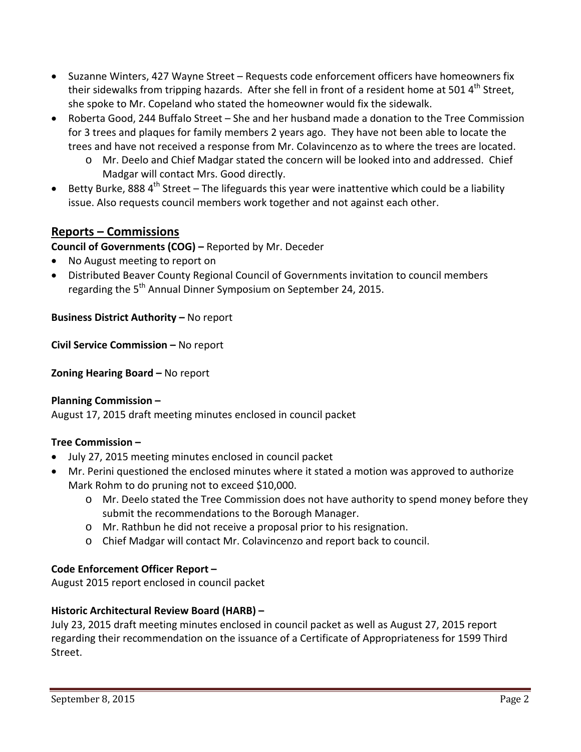- Suzanne Winters, 427 Wayne Street – Requests code enforcement officers have homeowners fix their sidewalks from tripping hazards. After she fell in front of a resident home at 501 4th Street, she spoke to Mr. Copeland who stated the homeowner would fix the sidewalk.
- Roberta Good, 244 Buffalo Street – She and her husband made a donation to the Tree Commission for 3 trees and plaques for family members 2 years ago. They have not been able to locate the trees and have not received a response from Mr. Colavincenzo as to where the trees are located.
  - Mr. Deelo and Chief Madgar stated the concern will be looked into and addressed. Chief Madgar will contact Mrs. Good directly.
- Betty Burke, 888 4th Street – The lifeguards this year were inattentive which could be a liability issue. Also requests council members work together and not against each other.

## Reports – Commissions

**Council of Governments (COG) –** Reported by Mr. Deceder

- No August meeting to report on
- Distributed Beaver County Regional Council of Governments invitation to council members regarding the 5th Annual Dinner Symposium on September 24, 2015.

**Business District Authority –** No report

**Civil Service Commission –** No report

**Zoning Hearing Board –** No report

**Planning Commission –**

August 17, 2015 draft meeting minutes enclosed in council packet

**Tree Commission –**

- July 27, 2015 meeting minutes enclosed in council packet
- Mr. Perini questioned the enclosed minutes where it stated a motion was approved to authorize Mark Rohm to do pruning not to exceed $10,000.
  - Mr. Deelo stated the Tree Commission does not have authority to spend money before they submit the recommendations to the Borough Manager.
  - Mr. Rathbun he did not receive a proposal prior to his resignation.
  - Chief Madgar will contact Mr. Colavincenzo and report back to council.

**Code Enforcement Officer Report –**

August 2015 report enclosed in council packet

**Historic Architectural Review Board (HARB) –**

July 23, 2015 draft meeting minutes enclosed in council packet as well as August 27, 2015 report regarding their recommendation on the issuance of a Certificate of Appropriateness for 1599 Third Street.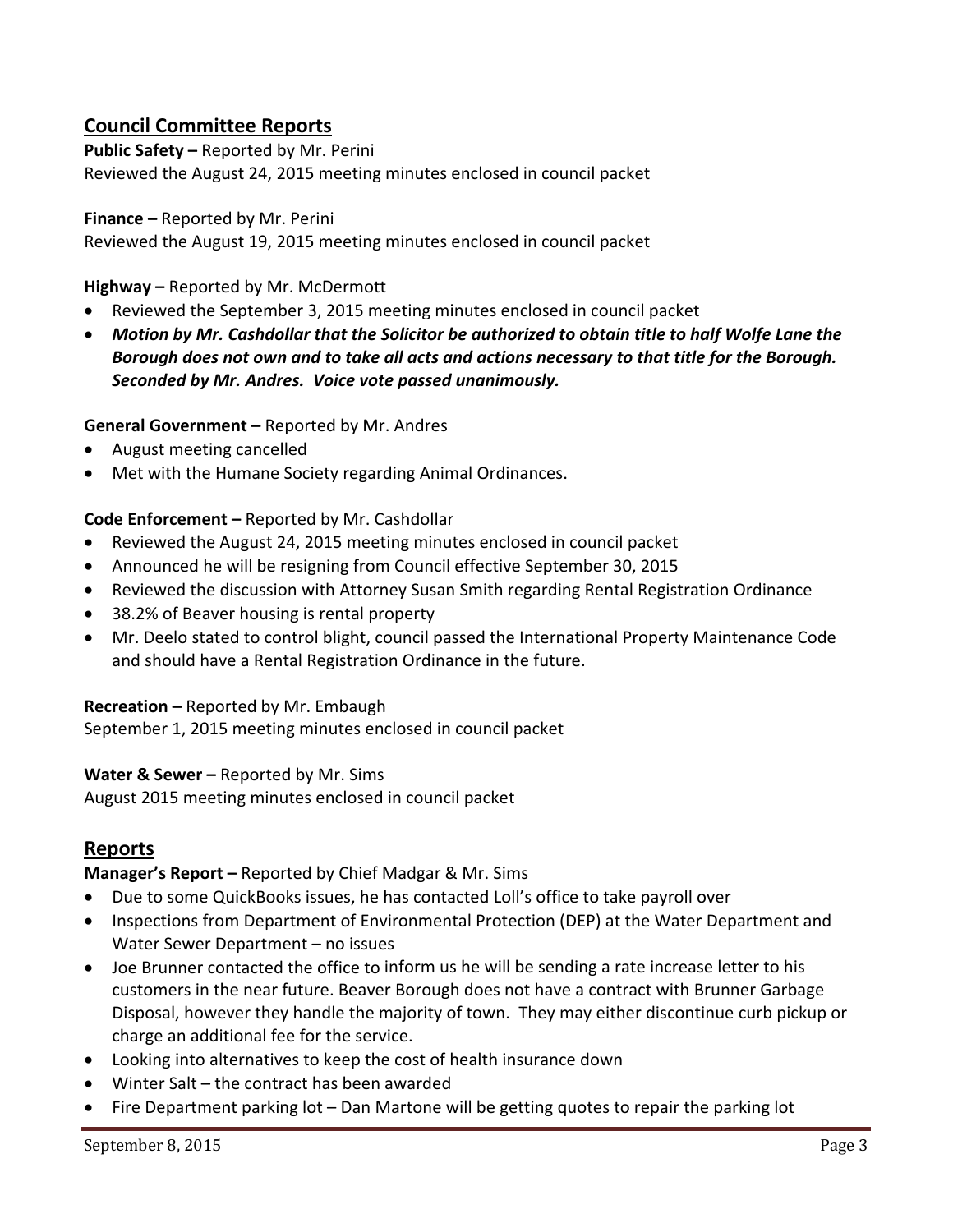## Council Committee Reports

**Public Safety –** Reported by Mr. Perini
Reviewed the August 24, 2015 meeting minutes enclosed in council packet

**Finance –** Reported by Mr. Perini
Reviewed the August 19, 2015 meeting minutes enclosed in council packet

**Highway –** Reported by Mr. McDermott

- Reviewed the September 3, 2015 meeting minutes enclosed in council packet
- ***Motion by Mr. Cashdollar that the Solicitor be authorized to obtain title to half Wolfe Lane the Borough does not own and to take all acts and actions necessary to that title for the Borough. Seconded by Mr. Andres. Voice vote passed unanimously.***

**General Government –** Reported by Mr. Andres

- August meeting cancelled
- Met with the Humane Society regarding Animal Ordinances.

**Code Enforcement –** Reported by Mr. Cashdollar

- Reviewed the August 24, 2015 meeting minutes enclosed in council packet
- Announced he will be resigning from Council effective September 30, 2015
- Reviewed the discussion with Attorney Susan Smith regarding Rental Registration Ordinance
- 38.2% of Beaver housing is rental property
- Mr. Deelo stated to control blight, council passed the International Property Maintenance Code and should have a Rental Registration Ordinance in the future.

**Recreation –** Reported by Mr. Embaugh
September 1, 2015 meeting minutes enclosed in council packet

**Water & Sewer –** Reported by Mr. Sims
August 2015 meeting minutes enclosed in council packet

## Reports

**Manager's Report –** Reported by Chief Madgar & Mr. Sims

- Due to some QuickBooks issues, he has contacted Loll's office to take payroll over
- Inspections from Department of Environmental Protection (DEP) at the Water Department and Water Sewer Department – no issues
- Joe Brunner contacted the office to inform us he will be sending a rate increase letter to his customers in the near future. Beaver Borough does not have a contract with Brunner Garbage Disposal, however they handle the majority of town. They may either discontinue curb pickup or charge an additional fee for the service.
- Looking into alternatives to keep the cost of health insurance down
- Winter Salt – the contract has been awarded
- Fire Department parking lot – Dan Martone will be getting quotes to repair the parking lot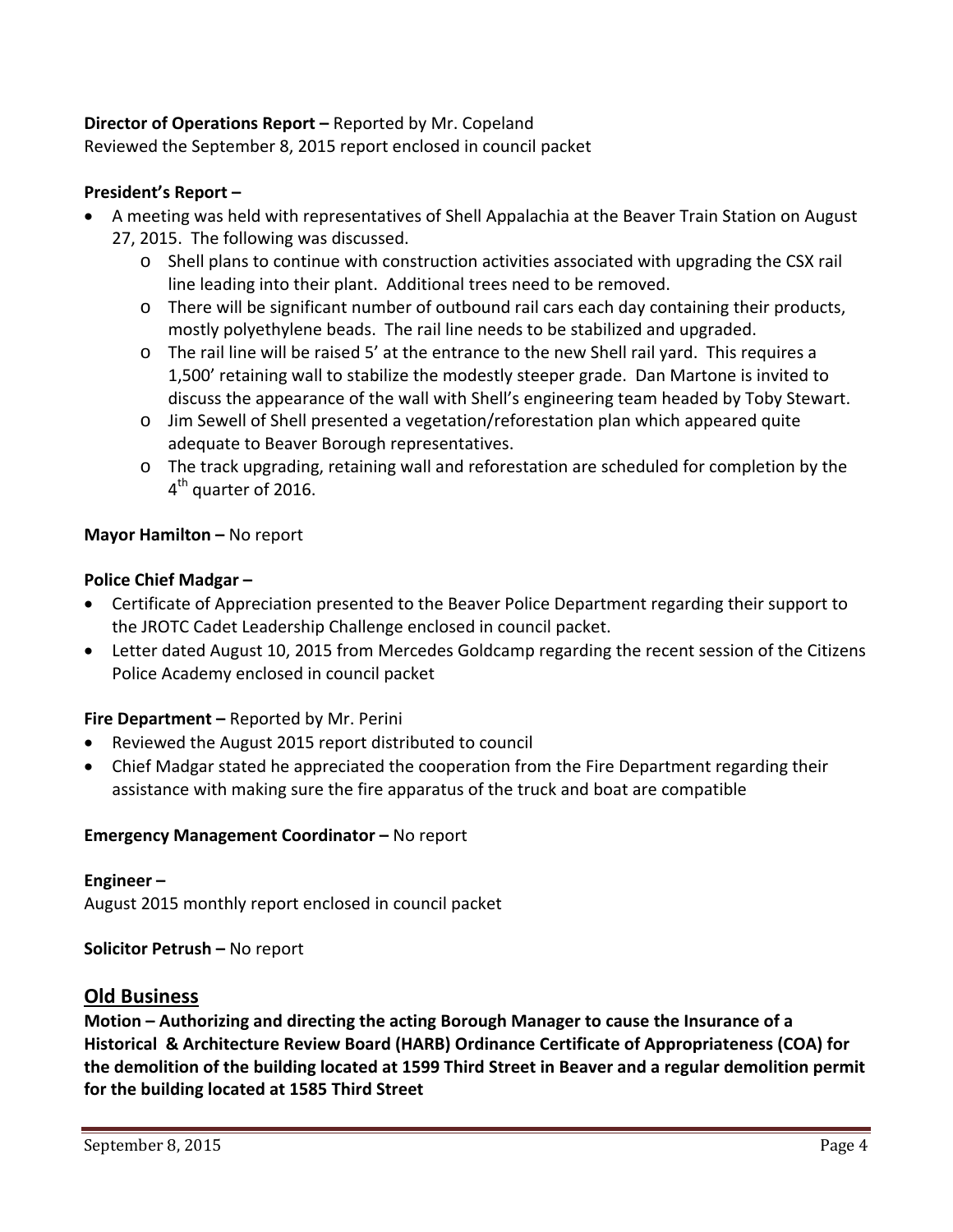**Director of Operations Report –** Reported by Mr. Copeland
Reviewed the September 8, 2015 report enclosed in council packet

**President's Report –**

- A meeting was held with representatives of Shell Appalachia at the Beaver Train Station on August 27, 2015. The following was discussed.
    - Shell plans to continue with construction activities associated with upgrading the CSX rail line leading into their plant. Additional trees need to be removed.
    - There will be significant number of outbound rail cars each day containing their products, mostly polyethylene beads. The rail line needs to be stabilized and upgraded.
    - The rail line will be raised 5' at the entrance to the new Shell rail yard. This requires a 1,500' retaining wall to stabilize the modestly steeper grade. Dan Martone is invited to discuss the appearance of the wall with Shell's engineering team headed by Toby Stewart.
    - Jim Sewell of Shell presented a vegetation/reforestation plan which appeared quite adequate to Beaver Borough representatives.
    - The track upgrading, retaining wall and reforestation are scheduled for completion by the 4th quarter of 2016.

**Mayor Hamilton –** No report

**Police Chief Madgar –**

- Certificate of Appreciation presented to the Beaver Police Department regarding their support to the JROTC Cadet Leadership Challenge enclosed in council packet.
- Letter dated August 10, 2015 from Mercedes Goldcamp regarding the recent session of the Citizens Police Academy enclosed in council packet

**Fire Department –** Reported by Mr. Perini

- Reviewed the August 2015 report distributed to council
- Chief Madgar stated he appreciated the cooperation from the Fire Department regarding their assistance with making sure the fire apparatus of the truck and boat are compatible

**Emergency Management Coordinator –** No report

**Engineer –**
August 2015 monthly report enclosed in council packet

**Solicitor Petrush –** No report

## Old Business

**Motion – Authorizing and directing the acting Borough Manager to cause the Insurance of a Historical & Architecture Review Board (HARB) Ordinance Certificate of Appropriateness (COA) for the demolition of the building located at 1599 Third Street in Beaver and a regular demolition permit for the building located at 1585 Third Street**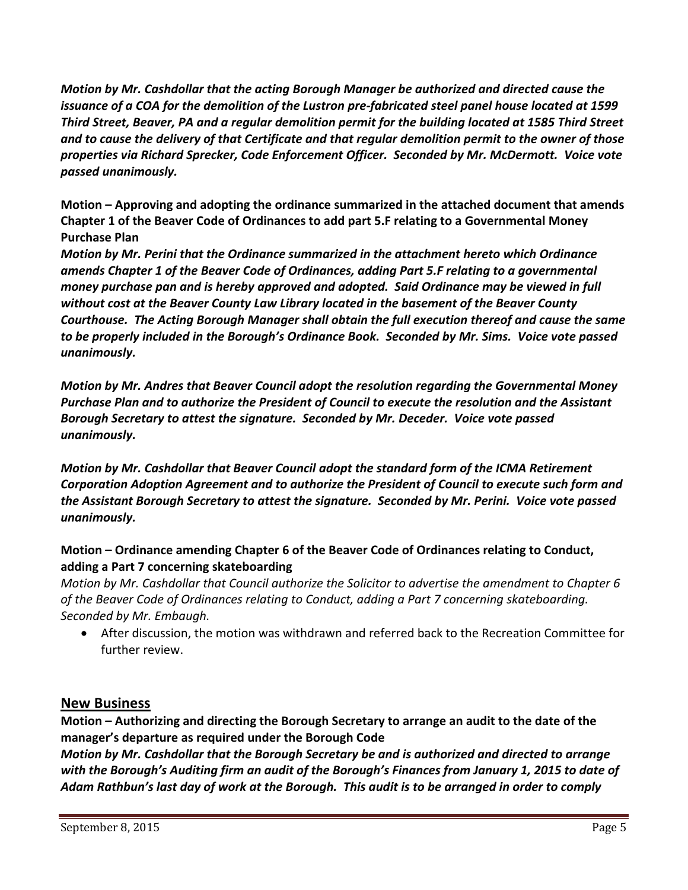***Motion by Mr. Cashdollar that the acting Borough Manager be authorized and directed cause the issuance of a COA for the demolition of the Lustron pre-fabricated steel panel house located at 1599 Third Street, Beaver, PA and a regular demolition permit for the building located at 1585 Third Street and to cause the delivery of that Certificate and that regular demolition permit to the owner of those properties via Richard Sprecker, Code Enforcement Officer. Seconded by Mr. McDermott. Voice vote passed unanimously.***

**Motion – Approving and adopting the ordinance summarized in the attached document that amends Chapter 1 of the Beaver Code of Ordinances to add part 5.F relating to a Governmental Money Purchase Plan**

***Motion by Mr. Perini that the Ordinance summarized in the attachment hereto which Ordinance amends Chapter 1 of the Beaver Code of Ordinances, adding Part 5.F relating to a governmental money purchase pan and is hereby approved and adopted. Said Ordinance may be viewed in full without cost at the Beaver County Law Library located in the basement of the Beaver County Courthouse. The Acting Borough Manager shall obtain the full execution thereof and cause the same to be properly included in the Borough's Ordinance Book. Seconded by Mr. Sims. Voice vote passed unanimously.***

***Motion by Mr. Andres that Beaver Council adopt the resolution regarding the Governmental Money Purchase Plan and to authorize the President of Council to execute the resolution and the Assistant Borough Secretary to attest the signature. Seconded by Mr. Deceder. Voice vote passed unanimously.***

***Motion by Mr. Cashdollar that Beaver Council adopt the standard form of the ICMA Retirement Corporation Adoption Agreement and to authorize the President of Council to execute such form and the Assistant Borough Secretary to attest the signature. Seconded by Mr. Perini. Voice vote passed unanimously.***

**Motion – Ordinance amending Chapter 6 of the Beaver Code of Ordinances relating to Conduct, adding a Part 7 concerning skateboarding**

*Motion by Mr. Cashdollar that Council authorize the Solicitor to advertise the amendment to Chapter 6 of the Beaver Code of Ordinances relating to Conduct, adding a Part 7 concerning skateboarding. Seconded by Mr. Embaugh.*

- After discussion, the motion was withdrawn and referred back to the Recreation Committee for further review.

## New Business

**Motion – Authorizing and directing the Borough Secretary to arrange an audit to the date of the manager's departure as required under the Borough Code**

***Motion by Mr. Cashdollar that the Borough Secretary be and is authorized and directed to arrange with the Borough's Auditing firm an audit of the Borough's Finances from January 1, 2015 to date of Adam Rathbun's last day of work at the Borough. This audit is to be arranged in order to comply***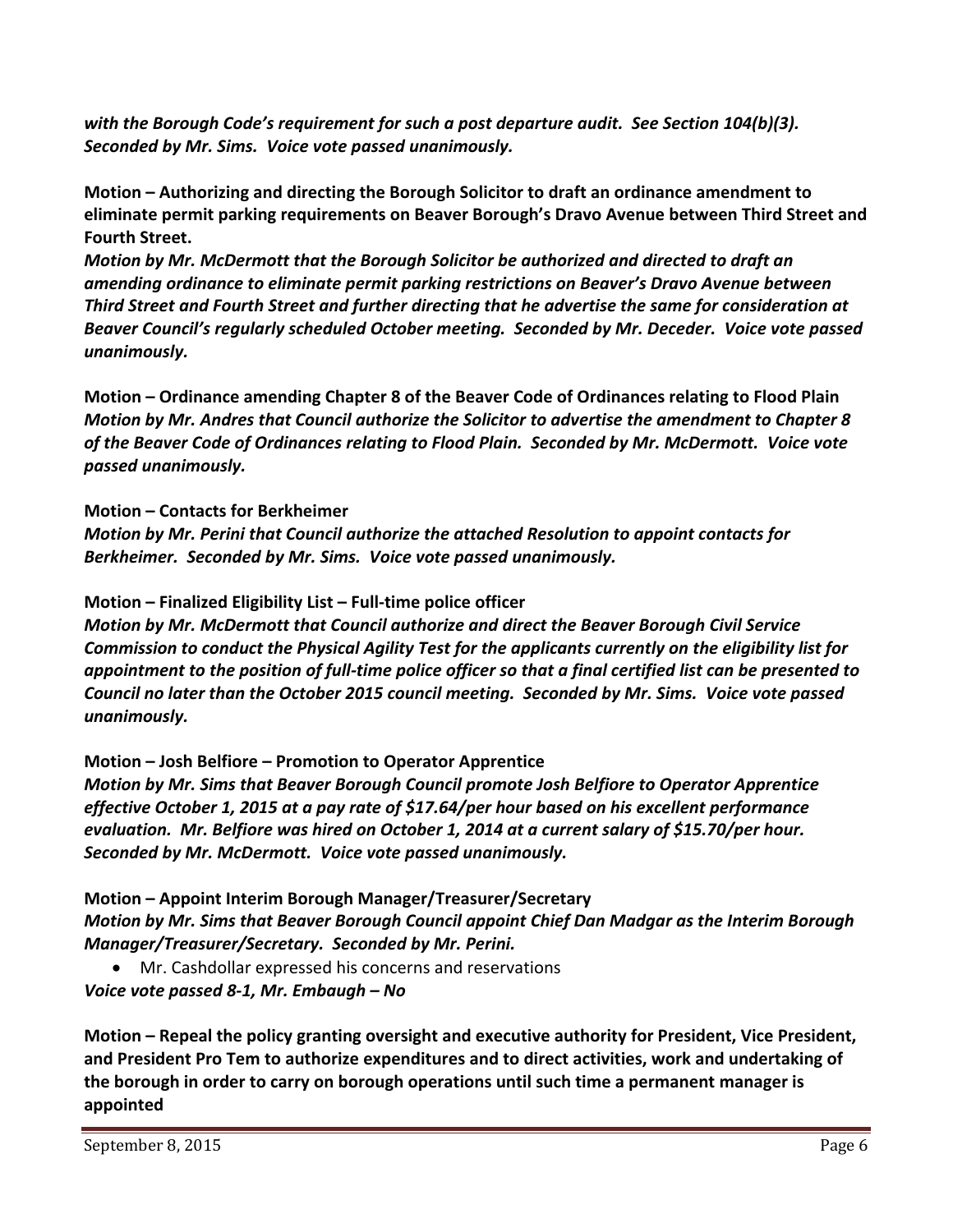***with the Borough Code's requirement for such a post departure audit. See Section 104(b)(3). Seconded by Mr. Sims. Voice vote passed unanimously.***

**Motion – Authorizing and directing the Borough Solicitor to draft an ordinance amendment to eliminate permit parking requirements on Beaver Borough's Dravo Avenue between Third Street and Fourth Street.**

***Motion by Mr. McDermott that the Borough Solicitor be authorized and directed to draft an amending ordinance to eliminate permit parking restrictions on Beaver's Dravo Avenue between Third Street and Fourth Street and further directing that he advertise the same for consideration at Beaver Council's regularly scheduled October meeting. Seconded by Mr. Deceder. Voice vote passed unanimously.***

**Motion – Ordinance amending Chapter 8 of the Beaver Code of Ordinances relating to Flood Plain**

***Motion by Mr. Andres that Council authorize the Solicitor to advertise the amendment to Chapter 8 of the Beaver Code of Ordinances relating to Flood Plain. Seconded by Mr. McDermott. Voice vote passed unanimously.***

**Motion – Contacts for Berkheimer**

***Motion by Mr. Perini that Council authorize the attached Resolution to appoint contacts for Berkheimer. Seconded by Mr. Sims. Voice vote passed unanimously.***

**Motion – Finalized Eligibility List – Full-time police officer**

***Motion by Mr. McDermott that Council authorize and direct the Beaver Borough Civil Service Commission to conduct the Physical Agility Test for the applicants currently on the eligibility list for appointment to the position of full-time police officer so that a final certified list can be presented to Council no later than the October 2015 council meeting. Seconded by Mr. Sims. Voice vote passed unanimously.***

**Motion – Josh Belfiore – Promotion to Operator Apprentice**

***Motion by Mr. Sims that Beaver Borough Council promote Josh Belfiore to Operator Apprentice effective October 1, 2015 at a pay rate of $17.64/per hour based on his excellent performance evaluation. Mr. Belfiore was hired on October 1, 2014 at a current salary of $15.70/per hour. Seconded by Mr. McDermott. Voice vote passed unanimously.***

**Motion – Appoint Interim Borough Manager/Treasurer/Secretary**

***Motion by Mr. Sims that Beaver Borough Council appoint Chief Dan Madgar as the Interim Borough Manager/Treasurer/Secretary. Seconded by Mr. Perini.***

- Mr. Cashdollar expressed his concerns and reservations

***Voice vote passed 8-1, Mr. Embaugh – No***

**Motion – Repeal the policy granting oversight and executive authority for President, Vice President, and President Pro Tem to authorize expenditures and to direct activities, work and undertaking of the borough in order to carry on borough operations until such time a permanent manager is appointed**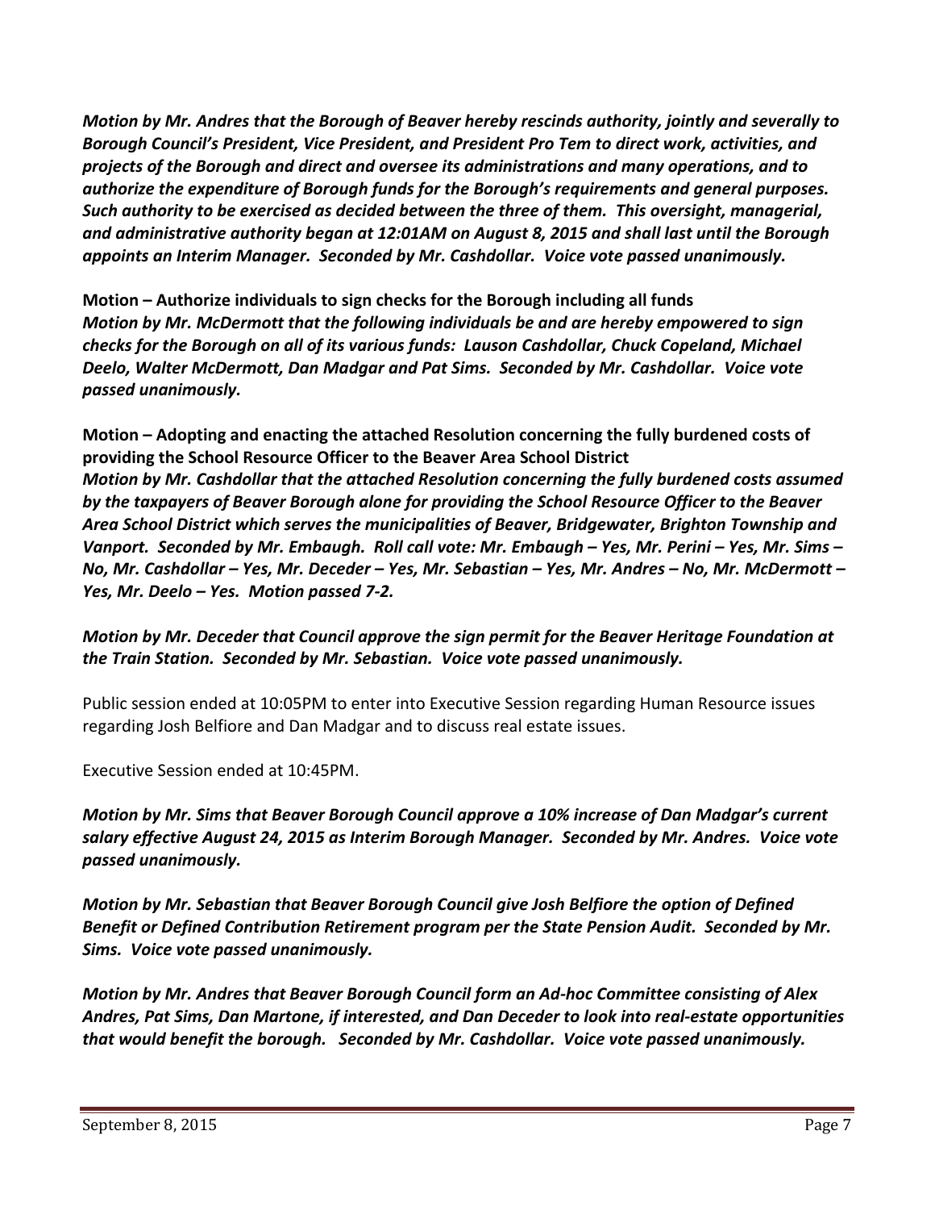***Motion by Mr. Andres that the Borough of Beaver hereby rescinds authority, jointly and severally to Borough Council's President, Vice President, and President Pro Tem to direct work, activities, and projects of the Borough and direct and oversee its administrations and many operations, and to authorize the expenditure of Borough funds for the Borough's requirements and general purposes. Such authority to be exercised as decided between the three of them. This oversight, managerial, and administrative authority began at 12:01AM on August 8, 2015 and shall last until the Borough appoints an Interim Manager. Seconded by Mr. Cashdollar. Voice vote passed unanimously.***

**Motion – Authorize individuals to sign checks for the Borough including all funds**
***Motion by Mr. McDermott that the following individuals be and are hereby empowered to sign checks for the Borough on all of its various funds: Lauson Cashdollar, Chuck Copeland, Michael Deelo, Walter McDermott, Dan Madgar and Pat Sims. Seconded by Mr. Cashdollar. Voice vote passed unanimously.***

**Motion – Adopting and enacting the attached Resolution concerning the fully burdened costs of providing the School Resource Officer to the Beaver Area School District**
***Motion by Mr. Cashdollar that the attached Resolution concerning the fully burdened costs assumed by the taxpayers of Beaver Borough alone for providing the School Resource Officer to the Beaver Area School District which serves the municipalities of Beaver, Bridgewater, Brighton Township and Vanport. Seconded by Mr. Embaugh. Roll call vote: Mr. Embaugh – Yes, Mr. Perini – Yes, Mr. Sims – No, Mr. Cashdollar – Yes, Mr. Deceder – Yes, Mr. Sebastian – Yes, Mr. Andres – No, Mr. McDermott – Yes, Mr. Deelo – Yes. Motion passed 7-2.***

***Motion by Mr. Deceder that Council approve the sign permit for the Beaver Heritage Foundation at the Train Station. Seconded by Mr. Sebastian. Voice vote passed unanimously.***

Public session ended at 10:05PM to enter into Executive Session regarding Human Resource issues regarding Josh Belfiore and Dan Madgar and to discuss real estate issues.

Executive Session ended at 10:45PM.

***Motion by Mr. Sims that Beaver Borough Council approve a 10% increase of Dan Madgar's current salary effective August 24, 2015 as Interim Borough Manager. Seconded by Mr. Andres. Voice vote passed unanimously.***

***Motion by Mr. Sebastian that Beaver Borough Council give Josh Belfiore the option of Defined Benefit or Defined Contribution Retirement program per the State Pension Audit. Seconded by Mr. Sims. Voice vote passed unanimously.***

***Motion by Mr. Andres that Beaver Borough Council form an Ad-hoc Committee consisting of Alex Andres, Pat Sims, Dan Martone, if interested, and Dan Deceder to look into real-estate opportunities that would benefit the borough. Seconded by Mr. Cashdollar. Voice vote passed unanimously.***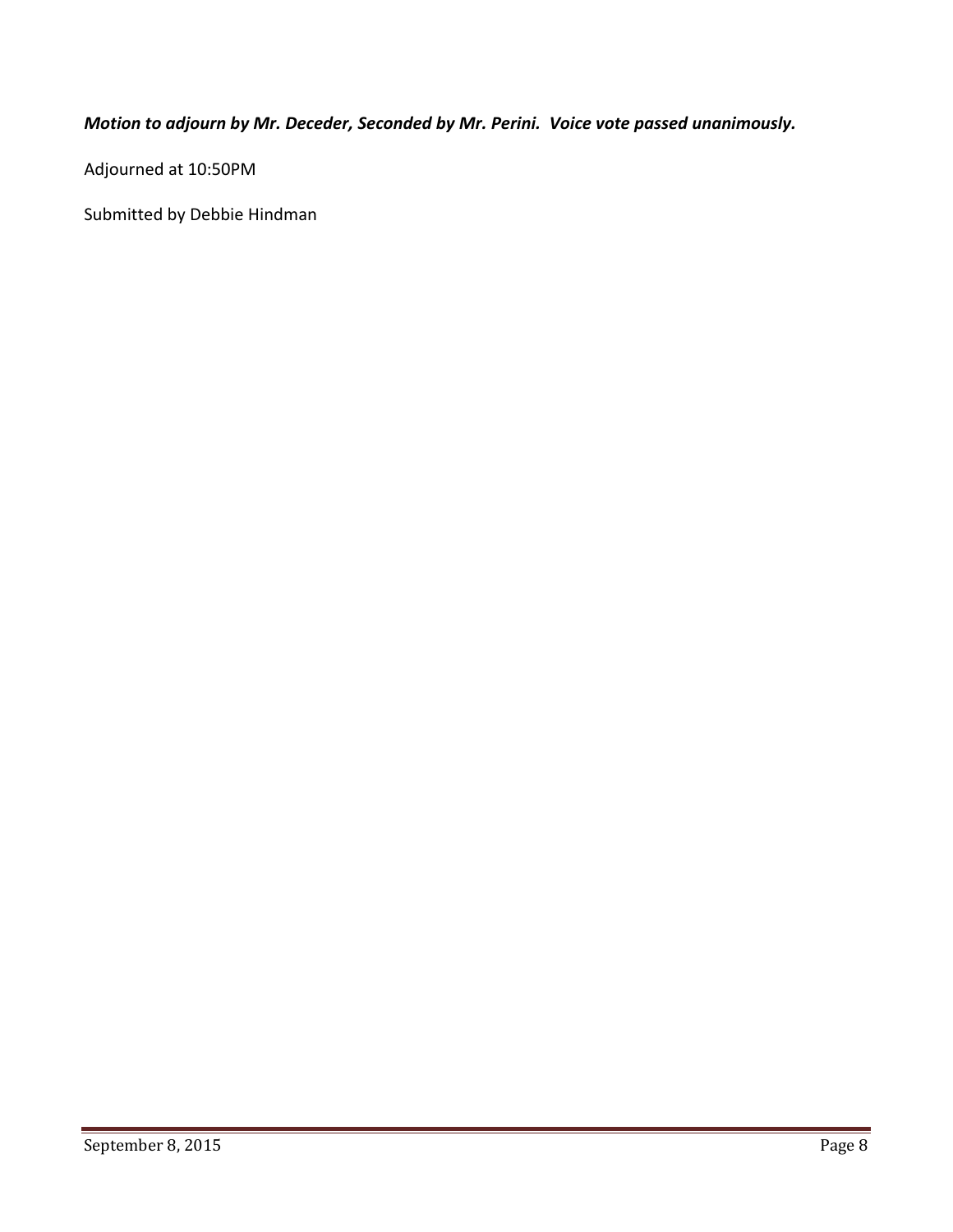***Motion to adjourn by Mr. Deceder, Seconded by Mr. Perini. Voice vote passed unanimously.***

Adjourned at 10:50PM

Submitted by Debbie Hindman